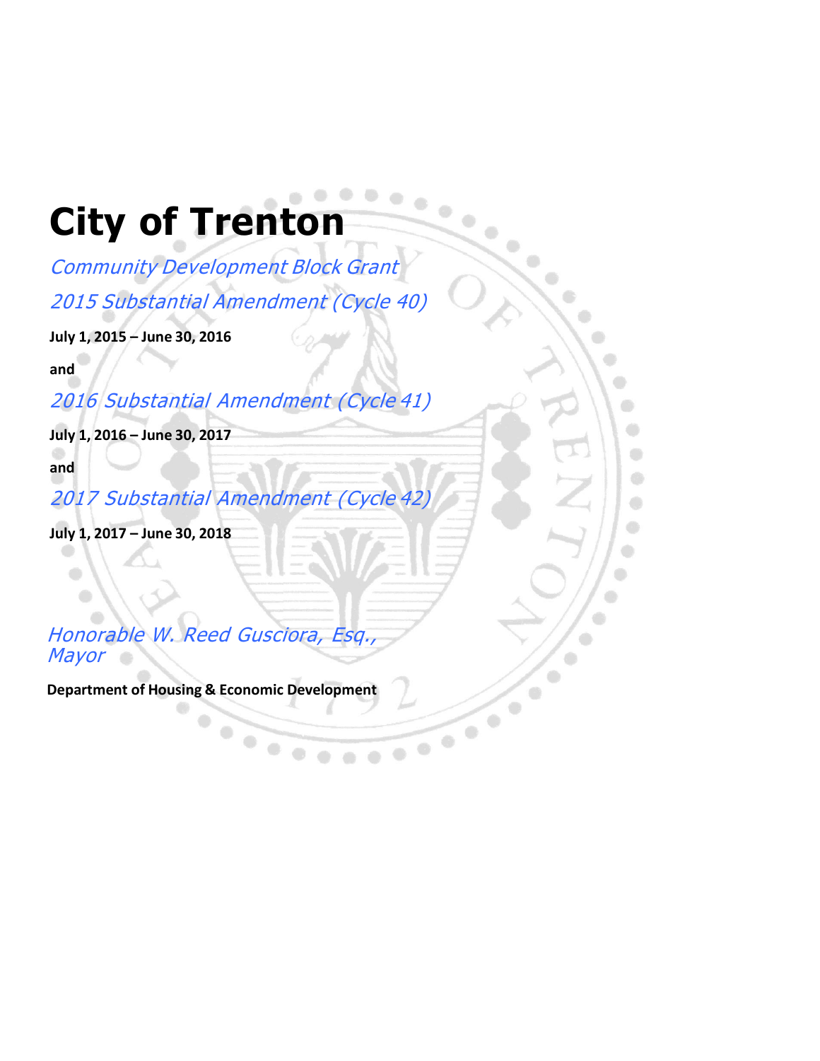# City of Trenton

*Community Development Block Grant*

*2015 Substantial Amendment (Cycle 40)*

**July 1, 2015 – June 30, 2016**

**and**

*2016 Substantial Amendment (Cycle 41)*

**July 1, 2016 – June 30, 2017**

**and**

*2017 Substantial Amendment (Cycle 42)*

**July 1, 2017 – June 30, 2018**

*Honorable W. Reed Gusciora, Esq., Mayor*

**Department of Housing & Economic Development**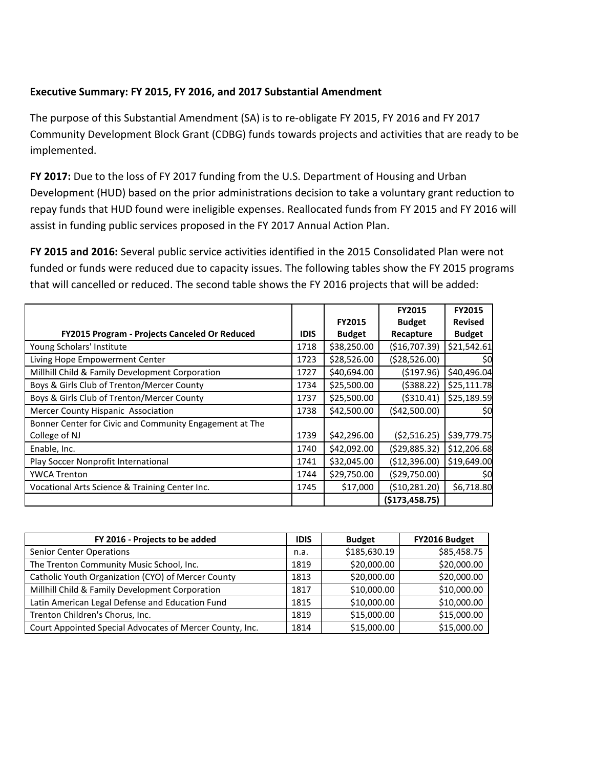**Executive Summary: FY 2015, FY 2016, and 2017 Substantial Amendment**

The purpose of this Substantial Amendment (SA) is to re-obligate FY 2015, FY 2016 and FY 2017 Community Development Block Grant (CDBG) funds towards projects and activities that are ready to be implemented.

**FY 2017:** Due to the loss of FY 2017 funding from the U.S. Department of Housing and Urban Development (HUD) based on the prior administrations decision to take a voluntary grant reduction to repay funds that HUD found were ineligible expenses. Reallocated funds from FY 2015 and FY 2016 will assist in funding public services proposed in the FY 2017 Annual Action Plan.

**FY 2015 and 2016:** Several public service activities identified in the 2015 Consolidated Plan were not funded or funds were reduced due to capacity issues. The following tables show the FY 2015 programs that will cancelled or reduced. The second table shows the FY 2016 projects that will be added:

| FY2015 Program - Projects Canceled Or Reduced | IDIS | FY2015 Budget | FY2015 Budget Recapture | FY2015 Revised Budget |
|---|---|---|---|---|
| Young Scholars' Institute | 1718 | $38,250.00 | ($16,707.39) | $21,542.61 |
| Living Hope Empowerment Center | 1723 | $28,526.00 | ($28,526.00) | $0 |
| Millhill Child & Family Development Corporation | 1727 | $40,694.00 | ($197.96) | $40,496.04 |
| Boys & Girls Club of Trenton/Mercer County | 1734 | $25,500.00 | ($388.22) | $25,111.78 |
| Boys & Girls Club of Trenton/Mercer County | 1737 | $25,500.00 | ($310.41) | $25,189.59 |
| Mercer County Hispanic Association | 1738 | $42,500.00 | ($42,500.00) | $0 |
| Bonner Center for Civic and Community Engagement at The College of NJ | 1739 | $42,296.00 | ($2,516.25) | $39,779.75 |
| Enable, Inc. | 1740 | $42,092.00 | ($29,885.32) | $12,206.68 |
| Play Soccer Nonprofit International | 1741 | $32,045.00 | ($12,396.00) | $19,649.00 |
| YWCA Trenton | 1744 | $29,750.00 | ($29,750.00) | $0 |
| Vocational Arts Science & Training Center Inc. | 1745 | $17,000 | ($10,281.20) | $6,718.80 |
| | | | **($173,458.75)** | |

| FY 2016 - Projects to be added | IDIS | Budget | FY2016 Budget |
|---|---|---|---|
| Senior Center Operations | n.a. | $185,630.19 | $85,458.75 |
| The Trenton Community Music School, Inc. | 1819 | $20,000.00 | $20,000.00 |
| Catholic Youth Organization (CYO) of Mercer County | 1813 | $20,000.00 | $20,000.00 |
| Millhill Child & Family Development Corporation | 1817 | $10,000.00 | $10,000.00 |
| Latin American Legal Defense and Education Fund | 1815 | $10,000.00 | $10,000.00 |
| Trenton Children's Chorus, Inc. | 1819 | $15,000.00 | $15,000.00 |
| Court Appointed Special Advocates of Mercer County, Inc. | 1814 | $15,000.00 | $15,000.00 |